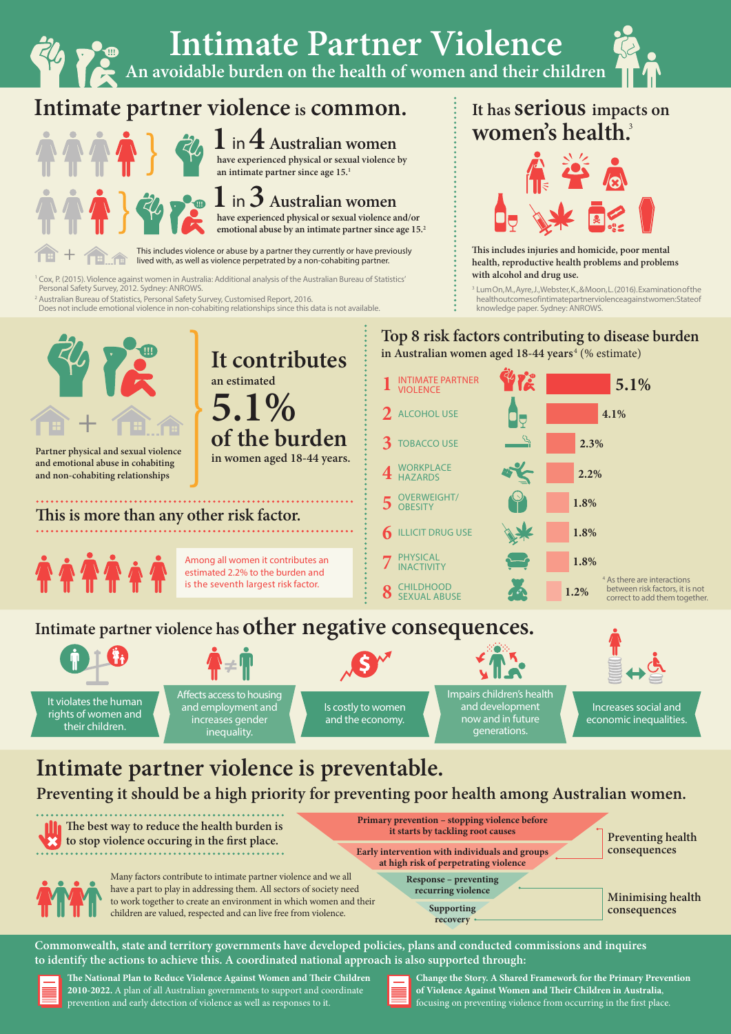# Intimate Partner Violence

## An avoidable burden on the health of women and their children

## Intimate partner violence is common.

**1 in 4 Australian women**

have experienced physical or sexual violence by an intimate partner since age 15.[1]

**1 in 3 Australian women**

have experienced physical or sexual violence and/or emotional abuse by an intimate partner since age 15.[2]

This includes violence or abuse by a partner they currently or have previously lived with, as well as violence perpetrated by a non-cohabiting partner.

[1] Cox, P. (2015). Violence against women in Australia: Additional analysis of the Australian Bureau of Statistics' Personal Safety Survey, 2012. Sydney: ANROWS.

[2] Australian Bureau of Statistics, Personal Safety Survey, Customised Report, 2016. Does not include emotional violence in non-cohabiting relationships since this data is not available.

## It has serious impacts on women's health.[3]

This includes injuries and homicide, poor mental health, reproductive health problems and problems with alcohol and drug use.

[3] Lum On, M., Ayre, J., Webster, K., & Moon, L. (2016). Examination of the health outcomes of intimate partner violence against women: State of knowledge paper. Sydney: ANROWS.

## It contributes an estimated 5.1% of the burden in women aged 18-44 years.

Partner physical and sexual violence and emotional abuse in cohabiting and non-cohabiting relationships

### This is more than any other risk factor.

Among all women it contributes an estimated 2.2% to the burden and is the seventh largest risk factor.

## Top 8 risk factors contributing to disease burden in Australian women aged 18-44 years[4] (% estimate)

| Rank | Risk factor | % estimate |
|---|---|---|
| 1 | Intimate partner violence | 5.1% |
| 2 | Alcohol use | 4.1% |
| 3 | Tobacco use | 2.3% |
| 4 | Workplace hazards | 2.2% |
| 5 | Overweight/obesity | 1.8% |
| 6 | Illicit drug use | 1.8% |
| 7 | Physical inactivity | 1.8% |
| 8 | Childhood sexual abuse | 1.2% |

[4] As there are interactions between risk factors, it is not correct to add them together.

## Intimate partner violence has other negative consequences.

- It violates the human rights of women and their children.
- Affects access to housing and employment and increases gender inequality.
- Is costly to women and the economy.
- Impairs children's health and development now and in future generations.
- Increases social and economic inequalities.

## Intimate partner violence is preventable.

### Preventing it should be a high priority for preventing poor health among Australian women.

The best way to reduce the health burden is to stop violence occuring in the first place.

Many factors contribute to intimate partner violence and we all have a part to play in addressing them. All sectors of society need to work together to create an environment in which women and their children are valued, respected and can live free from violence.

- Primary prevention – stopping violence before it starts by tackling root causes
- Early intervention with individuals and groups at high risk of perpetrating violence

Preventing health consequences

- Response – preventing recurring violence
- Supporting recovery

Minimising health consequences

Commonwealth, state and territory governments have developed policies, plans and conducted commissions and inquires to identify the actions to achieve this. A coordinated national approach is also supported through:

**The National Plan to Reduce Violence Against Women and Their Children 2010-2022.** A plan of all Australian governments to support and coordinate prevention and early detection of violence as well as responses to it.

**Change the Story. A Shared Framework for the Primary Prevention of Violence Against Women and Their Children in Australia**, focusing on preventing violence from occurring in the first place.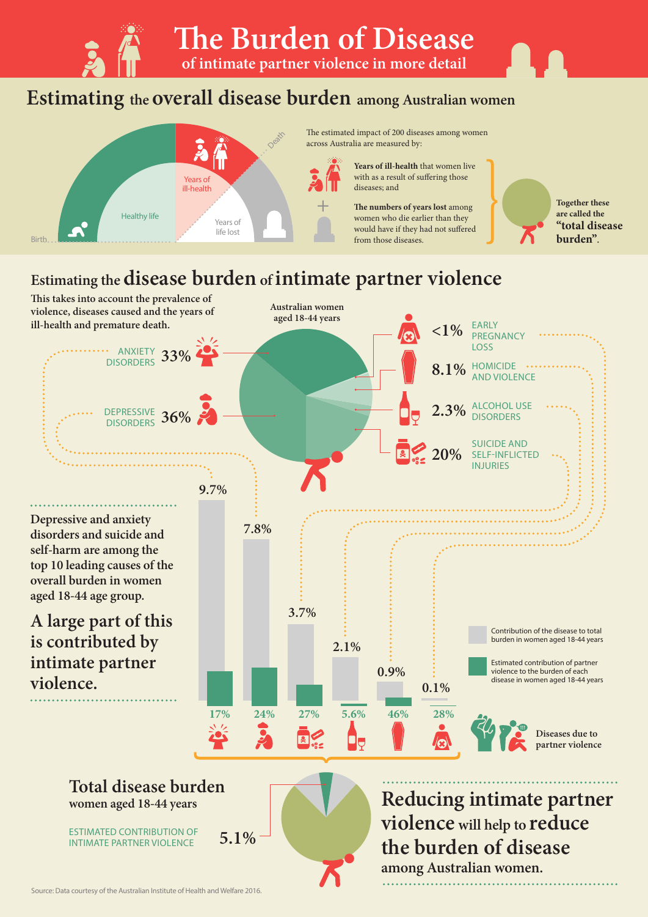# The Burden of Disease

## of intimate partner violence in more detail

## Estimating the overall disease burden among Australian women

Birth · Healthy life · Years of ill-health · Years of life lost · Death

The estimated impact of 200 diseases among women across Australia are measured by:

**Years of ill-health** that women live with as a result of suffering those diseases; and

+

**The numbers of years lost** among women who die earlier than they would have if they had not suffered from those diseases.

**Together these are called the "total disease burden".**

## Estimating the disease burden of intimate partner violence

**This takes into account the prevalence of violence, diseases caused and the years of ill-health and premature death.**

**Australian women aged 18-44 years**

| Disease | Share |
| --- | --- |
| ANXIETY DISORDERS | 33% |
| DEPRESSIVE DISORDERS | 36% |
| EARLY PREGNANCY LOSS | <1% |
| HOMICIDE AND VIOLENCE | 8.1% |
| ALCOHOL USE DISORDERS | 2.3% |
| SUICIDE AND SELF-INFLICTED INJURIES | 20% |

**Depressive and anxiety disorders and suicide and self-harm are among the top 10 leading causes of the overall burden in women aged 18-44 age group.**

**A large part of this is contributed by intimate partner violence.**

| Disease | Contribution of the disease to total burden in women aged 18-44 years | Estimated contribution of partner violence to the burden of each disease in women aged 18-44 years |
| --- | --- | --- |
| Depressive disorders | 9.7% | 24% |
| Anxiety disorders | 7.8% | 17% |
| Suicide and self-inflicted injuries | 3.7% | 27% |
| Alcohol use disorders | 2.1% | 5.6% |
| Homicide and violence | 0.9% | 46% |
| Early pregnancy loss | 0.1% | 28% |

Diseases due to partner violence

## Total disease burden

women aged 18-44 years

ESTIMATED CONTRIBUTION OF INTIMATE PARTNER VIOLENCE **5.1%**

**Reducing intimate partner violence will help to reduce the burden of disease among Australian women.**

Source: Data courtesy of the Australian Institute of Health and Welfare 2016.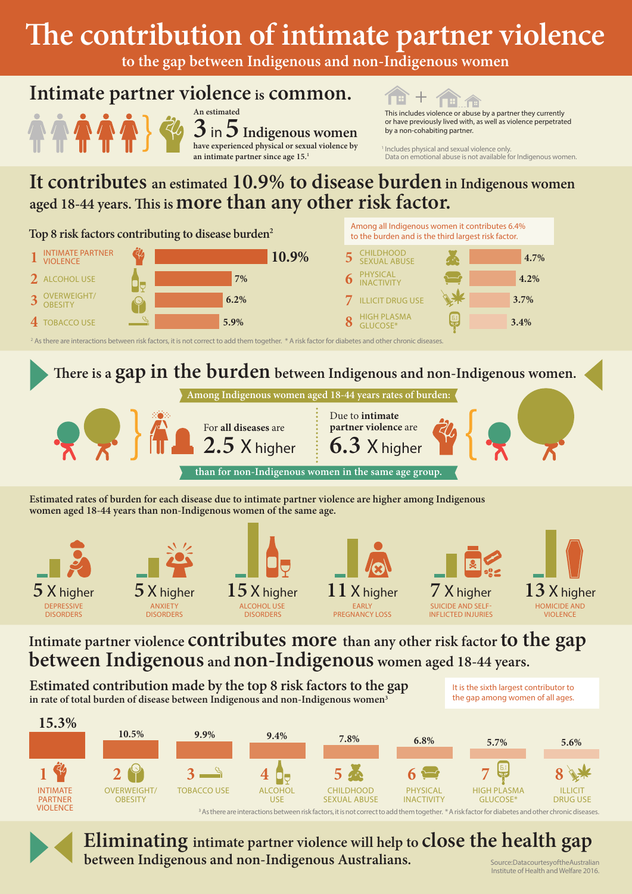# The contribution of intimate partner violence

## to the gap between Indigenous and non-Indigenous women

## Intimate partner violence is common.

An estimated **3 in 5 Indigenous women** have experienced physical or sexual violence by an intimate partner since age 15.[1]

This includes violence or abuse by a partner they currently or have previously lived with, as well as violence perpetrated by a non-cohabiting partner.

[1] Includes physical and sexual violence only. Data on emotional abuse is not available for Indigenous women.

## It contributes an estimated 10.9% to disease burden in Indigenous women aged 18-44 years. This is more than any other risk factor.

### Top 8 risk factors contributing to disease burden[2]

Among all Indigenous women it contributes 6.4% to the burden and is the third largest risk factor.

1 INTIMATE PARTNER VIOLENCE 10.9%
2 ALCOHOL USE 7%
3 OVERWEIGHT/OBESITY 6.2%
4 TOBACCO USE 5.9%
5 CHILDHOOD SEXUAL ABUSE 4.7%
6 PHYSICAL INACTIVITY 4.2%
7 ILLICIT DRUG USE 3.7%
8 HIGH PLASMA GLUCOSE* 3.4%

[2] As there are interactions between risk factors, it is not correct to add them together. * A risk factor for diabetes and other chronic diseases.

## There is a gap in the burden between Indigenous and non-Indigenous women.

Among Indigenous women aged 18-44 years rates of burden:

For **all diseases** are **2.5 X higher**

Due to **intimate partner violence** are **6.3 X higher**

than for non-Indigenous women in the same age group.

Estimated rates of burden for each disease due to intimate partner violence are higher among Indigenous women aged 18-44 years than non-Indigenous women of the same age.

5 X higher DEPRESSIVE DISORDERS
5 X higher ANXIETY DISORDERS
15 X higher ALCOHOL USE DISORDERS
11 X higher EARLY PREGNANCY LOSS
7 X higher SUICIDE AND SELF-INFLICTED INJURIES
13 X higher HOMICIDE AND VIOLENCE

## Intimate partner violence contributes more than any other risk factor to the gap between Indigenous and non-Indigenous women aged 18-44 years.

### Estimated contribution made by the top 8 risk factors to the gap in rate of total burden of disease between Indigenous and non-Indigenous women[3]

It is the sixth largest contributor to the gap among women of all ages.

1 INTIMATE PARTNER VIOLENCE 15.3%
2 OVERWEIGHT/OBESITY 10.5%
3 TOBACCO USE 9.9%
4 ALCOHOL USE 9.4%
5 CHILDHOOD SEXUAL ABUSE 7.8%
6 PHYSICAL INACTIVITY 6.8%
7 HIGH PLASMA GLUCOSE* 5.7%
8 ILLICIT DRUG USE 5.6%

[3] As there are interactions between risk factors, it is not correct to add them together. * A risk factor for diabetes and other chronic diseases.

## Eliminating intimate partner violence will help to close the health gap between Indigenous and non-Indigenous Australians.

Source: Data courtesy of the Australian Institute of Health and Welfare 2016.